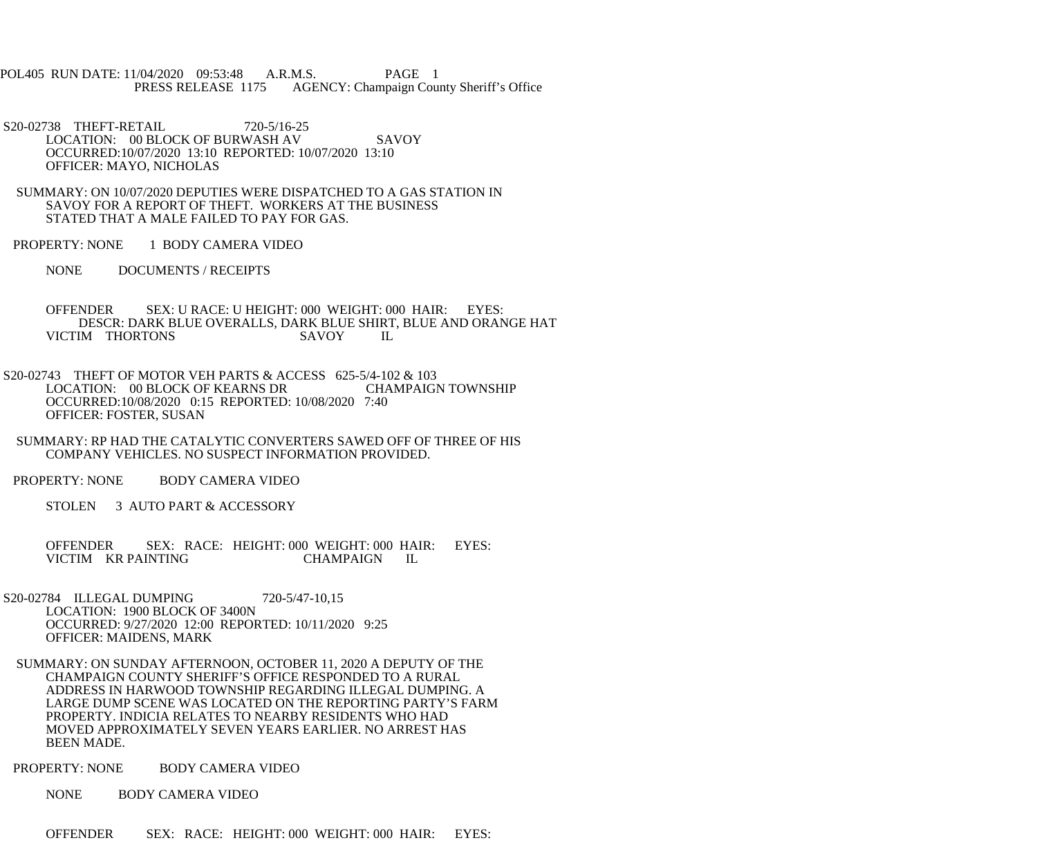POL405 RUN DATE: 11/04/2020 09:53:48 A.R.M.S. PAGE 1
PRESS RELEASE 1175 AGENCY: Champaign County Sheriff's Office

S20-02738 THEFT-RETAIL 720-5/16-25
LOCATION: 00 BLOCK OF BURWASH AV SAVOY
OCCURRED:10/07/2020 13:10 REPORTED: 10/07/2020 13:10
OFFICER: MAYO, NICHOLAS

SUMMARY: ON 10/07/2020 DEPUTIES WERE DISPATCHED TO A GAS STATION IN SAVOY FOR A REPORT OF THEFT. WORKERS AT THE BUSINESS STATED THAT A MALE FAILED TO PAY FOR GAS.

PROPERTY: NONE 1 BODY CAMERA VIDEO

NONE DOCUMENTS / RECEIPTS

OFFENDER SEX: U RACE: U HEIGHT: 000 WEIGHT: 000 HAIR: EYES:
DESCR: DARK BLUE OVERALLS, DARK BLUE SHIRT, BLUE AND ORANGE HAT
VICTIM THORTONS SAVOY IL

S20-02743 THEFT OF MOTOR VEH PARTS & ACCESS 625-5/4-102 & 103
LOCATION: 00 BLOCK OF KEARNS DR CHAMPAIGN TOWNSHIP
OCCURRED:10/08/2020 0:15 REPORTED: 10/08/2020 7:40
OFFICER: FOSTER, SUSAN

SUMMARY: RP HAD THE CATALYTIC CONVERTERS SAWED OFF OF THREE OF HIS COMPANY VEHICLES. NO SUSPECT INFORMATION PROVIDED.

PROPERTY: NONE BODY CAMERA VIDEO

STOLEN 3 AUTO PART & ACCESSORY

OFFENDER SEX: RACE: HEIGHT: 000 WEIGHT: 000 HAIR: EYES:
VICTIM KR PAINTING CHAMPAIGN IL

S20-02784 ILLEGAL DUMPING 720-5/47-10,15
LOCATION: 1900 BLOCK OF 3400N
OCCURRED: 9/27/2020 12:00 REPORTED: 10/11/2020 9:25
OFFICER: MAIDENS, MARK

SUMMARY: ON SUNDAY AFTERNOON, OCTOBER 11, 2020 A DEPUTY OF THE CHAMPAIGN COUNTY SHERIFF'S OFFICE RESPONDED TO A RURAL ADDRESS IN HARWOOD TOWNSHIP REGARDING ILLEGAL DUMPING. A LARGE DUMP SCENE WAS LOCATED ON THE REPORTING PARTY'S FARM PROPERTY. INDICIA RELATES TO NEARBY RESIDENTS WHO HAD MOVED APPROXIMATELY SEVEN YEARS EARLIER. NO ARREST HAS BEEN MADE.

PROPERTY: NONE BODY CAMERA VIDEO

NONE BODY CAMERA VIDEO

OFFENDER SEX: RACE: HEIGHT: 000 WEIGHT: 000 HAIR: EYES: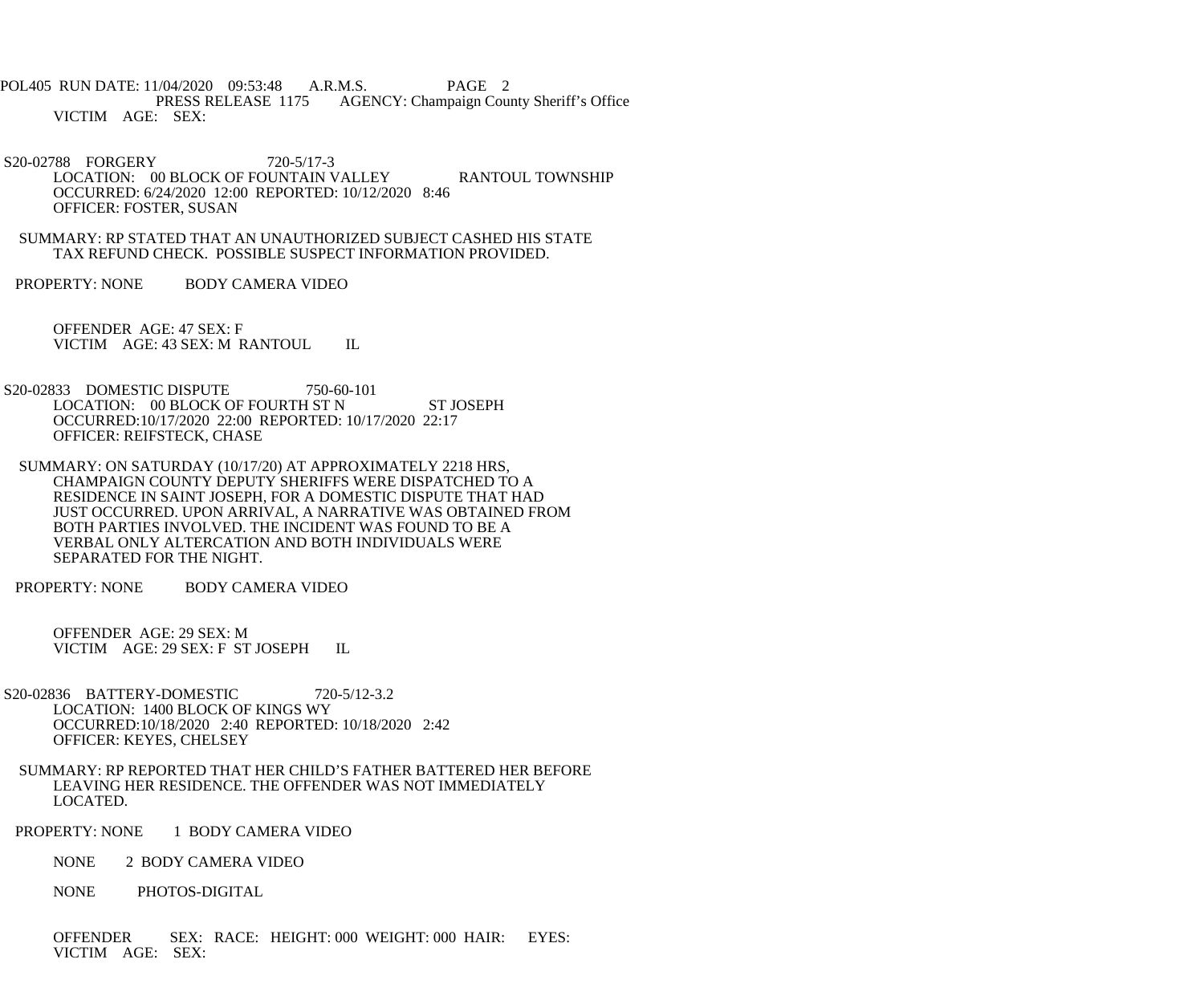POL405 RUN DATE: 11/04/2020 09:53:48 A.R.M.S. PAGE 2
PRESS RELEASE 1175 AGENCY: Champaign County Sheriff's Office
VICTIM AGE: SEX:

S20-02788 FORGERY 720-5/17-3
LOCATION: 00 BLOCK OF FOUNTAIN VALLEY RANTOUL TOWNSHIP
OCCURRED: 6/24/2020 12:00 REPORTED: 10/12/2020 8:46
OFFICER: FOSTER, SUSAN

SUMMARY: RP STATED THAT AN UNAUTHORIZED SUBJECT CASHED HIS STATE TAX REFUND CHECK. POSSIBLE SUSPECT INFORMATION PROVIDED.

PROPERTY: NONE BODY CAMERA VIDEO

OFFENDER AGE: 47 SEX: F
VICTIM AGE: 43 SEX: M RANTOUL IL

S20-02833 DOMESTIC DISPUTE 750-60-101
LOCATION: 00 BLOCK OF FOURTH ST N ST JOSEPH
OCCURRED:10/17/2020 22:00 REPORTED: 10/17/2020 22:17
OFFICER: REIFSTECK, CHASE

SUMMARY: ON SATURDAY (10/17/20) AT APPROXIMATELY 2218 HRS, CHAMPAIGN COUNTY DEPUTY SHERIFFS WERE DISPATCHED TO A RESIDENCE IN SAINT JOSEPH, FOR A DOMESTIC DISPUTE THAT HAD JUST OCCURRED. UPON ARRIVAL, A NARRATIVE WAS OBTAINED FROM BOTH PARTIES INVOLVED. THE INCIDENT WAS FOUND TO BE A VERBAL ONLY ALTERCATION AND BOTH INDIVIDUALS WERE SEPARATED FOR THE NIGHT.

PROPERTY: NONE BODY CAMERA VIDEO

OFFENDER AGE: 29 SEX: M
VICTIM AGE: 29 SEX: F ST JOSEPH IL

S20-02836 BATTERY-DOMESTIC 720-5/12-3.2
LOCATION: 1400 BLOCK OF KINGS WY
OCCURRED:10/18/2020 2:40 REPORTED: 10/18/2020 2:42
OFFICER: KEYES, CHELSEY

SUMMARY: RP REPORTED THAT HER CHILD'S FATHER BATTERED HER BEFORE LEAVING HER RESIDENCE. THE OFFENDER WAS NOT IMMEDIATELY LOCATED.

PROPERTY: NONE 1 BODY CAMERA VIDEO

NONE 2 BODY CAMERA VIDEO

NONE PHOTOS-DIGITAL

OFFENDER SEX: RACE: HEIGHT: 000 WEIGHT: 000 HAIR: EYES:
VICTIM AGE: SEX: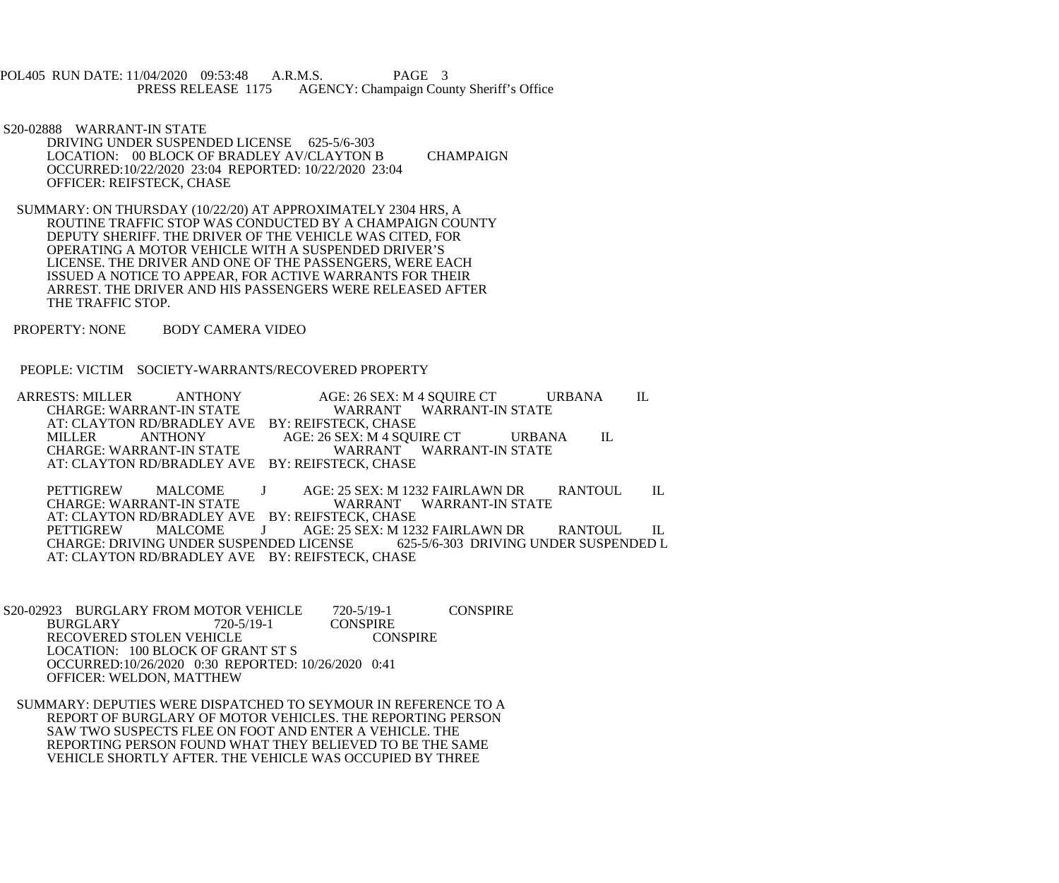POL405 RUN DATE: 11/04/2020 09:53:48 A.R.M.S. PAGE 3
PRESS RELEASE 1175 AGENCY: Champaign County Sheriff's Office

S20-02888 WARRANT-IN STATE
DRIVING UNDER SUSPENDED LICENSE 625-5/6-303
LOCATION: 00 BLOCK OF BRADLEY AV/CLAYTON B CHAMPAIGN
OCCURRED:10/22/2020 23:04 REPORTED: 10/22/2020 23:04
OFFICER: REIFSTECK, CHASE

SUMMARY: ON THURSDAY (10/22/20) AT APPROXIMATELY 2304 HRS, A ROUTINE TRAFFIC STOP WAS CONDUCTED BY A CHAMPAIGN COUNTY DEPUTY SHERIFF. THE DRIVER OF THE VEHICLE WAS CITED, FOR OPERATING A MOTOR VEHICLE WITH A SUSPENDED DRIVER'S LICENSE. THE DRIVER AND ONE OF THE PASSENGERS, WERE EACH ISSUED A NOTICE TO APPEAR, FOR ACTIVE WARRANTS FOR THEIR ARREST. THE DRIVER AND HIS PASSENGERS WERE RELEASED AFTER THE TRAFFIC STOP.

PROPERTY: NONE BODY CAMERA VIDEO

PEOPLE: VICTIM SOCIETY-WARRANTS/RECOVERED PROPERTY

ARRESTS: MILLER ANTHONY AGE: 26 SEX: M 4 SQUIRE CT URBANA IL
CHARGE: WARRANT-IN STATE WARRANT WARRANT-IN STATE
AT: CLAYTON RD/BRADLEY AVE BY: REIFSTECK, CHASE
MILLER ANTHONY AGE: 26 SEX: M 4 SQUIRE CT URBANA IL
CHARGE: WARRANT-IN STATE WARRANT WARRANT-IN STATE
AT: CLAYTON RD/BRADLEY AVE BY: REIFSTECK, CHASE

PETTIGREW MALCOME J AGE: 25 SEX: M 1232 FAIRLAWN DR RANTOUL IL
CHARGE: WARRANT-IN STATE WARRANT WARRANT-IN STATE
AT: CLAYTON RD/BRADLEY AVE BY: REIFSTECK, CHASE
PETTIGREW MALCOME J AGE: 25 SEX: M 1232 FAIRLAWN DR RANTOUL IL
CHARGE: DRIVING UNDER SUSPENDED LICENSE 625-5/6-303 DRIVING UNDER SUSPENDED L
AT: CLAYTON RD/BRADLEY AVE BY: REIFSTECK, CHASE

S20-02923 BURGLARY FROM MOTOR VEHICLE 720-5/19-1 CONSPIRE
BURGLARY 720-5/19-1 CONSPIRE
RECOVERED STOLEN VEHICLE CONSPIRE
LOCATION: 100 BLOCK OF GRANT ST S
OCCURRED:10/26/2020 0:30 REPORTED: 10/26/2020 0:41
OFFICER: WELDON, MATTHEW

SUMMARY: DEPUTIES WERE DISPATCHED TO SEYMOUR IN REFERENCE TO A REPORT OF BURGLARY OF MOTOR VEHICLES. THE REPORTING PERSON SAW TWO SUSPECTS FLEE ON FOOT AND ENTER A VEHICLE. THE REPORTING PERSON FOUND WHAT THEY BELIEVED TO BE THE SAME VEHICLE SHORTLY AFTER. THE VEHICLE WAS OCCUPIED BY THREE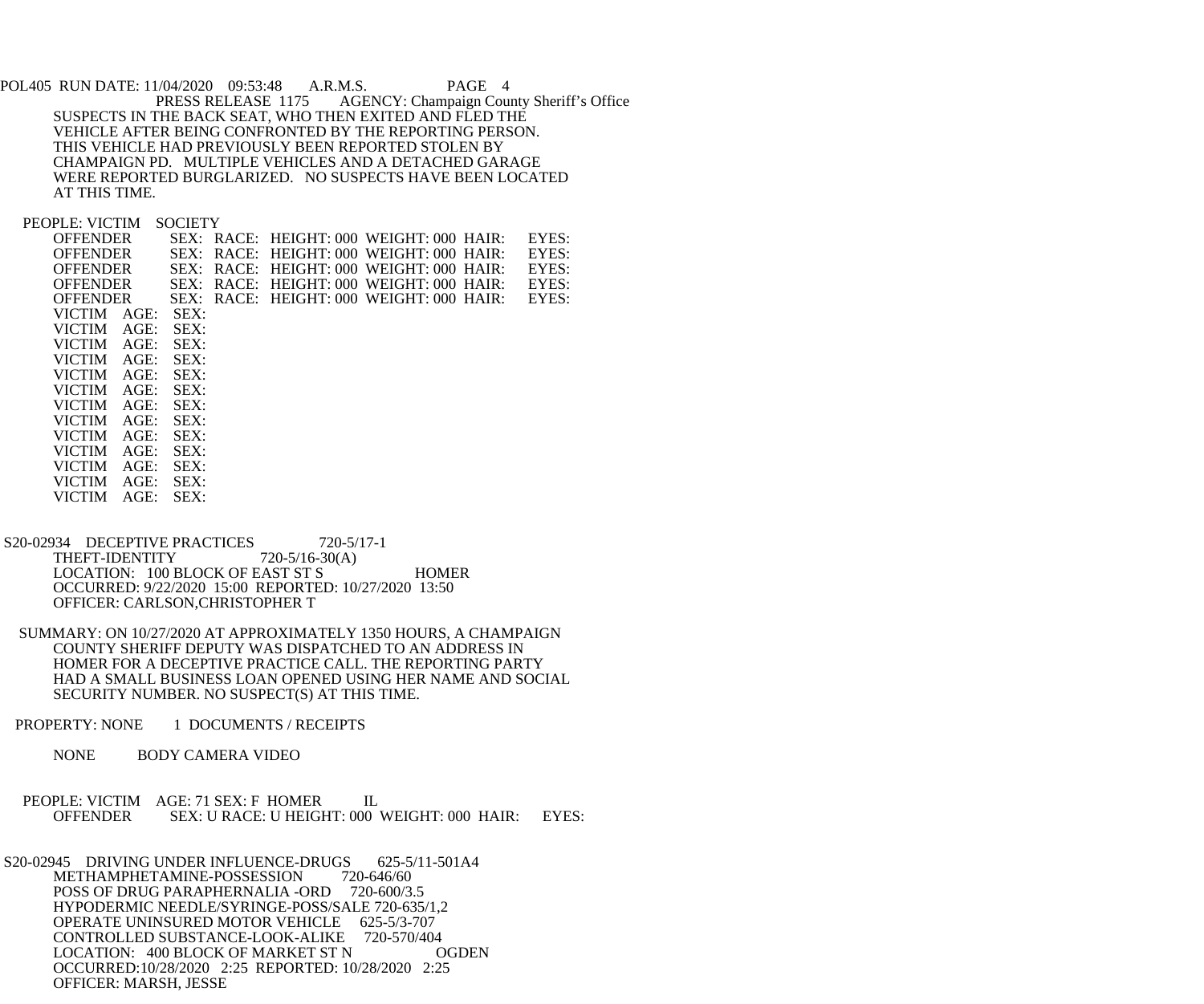POL405 RUN DATE: 11/04/2020 09:53:48 A.R.M.S. PAGE 4
PRESS RELEASE 1175 AGENCY: Champaign County Sheriff's Office

SUSPECTS IN THE BACK SEAT, WHO THEN EXITED AND FLED THE VEHICLE AFTER BEING CONFRONTED BY THE REPORTING PERSON. THIS VEHICLE HAD PREVIOUSLY BEEN REPORTED STOLEN BY CHAMPAIGN PD. MULTIPLE VEHICLES AND A DETACHED GARAGE WERE REPORTED BURGLARIZED. NO SUSPECTS HAVE BEEN LOCATED AT THIS TIME.

PEOPLE: VICTIM SOCIETY
OFFENDER SEX: RACE: HEIGHT: 000 WEIGHT: 000 HAIR: EYES:
OFFENDER SEX: RACE: HEIGHT: 000 WEIGHT: 000 HAIR: EYES:
OFFENDER SEX: RACE: HEIGHT: 000 WEIGHT: 000 HAIR: EYES:
OFFENDER SEX: RACE: HEIGHT: 000 WEIGHT: 000 HAIR: EYES:
OFFENDER SEX: RACE: HEIGHT: 000 WEIGHT: 000 HAIR: EYES:
VICTIM AGE: SEX:
VICTIM AGE: SEX:
VICTIM AGE: SEX:
VICTIM AGE: SEX:
VICTIM AGE: SEX:
VICTIM AGE: SEX:
VICTIM AGE: SEX:
VICTIM AGE: SEX:
VICTIM AGE: SEX:
VICTIM AGE: SEX:
VICTIM AGE: SEX:
VICTIM AGE: SEX:
VICTIM AGE: SEX:

S20-02934 DECEPTIVE PRACTICES 720-5/17-1
THEFT-IDENTITY 720-5/16-30(A)
LOCATION: 100 BLOCK OF EAST ST S HOMER
OCCURRED: 9/22/2020 15:00 REPORTED: 10/27/2020 13:50
OFFICER: CARLSON,CHRISTOPHER T

SUMMARY: ON 10/27/2020 AT APPROXIMATELY 1350 HOURS, A CHAMPAIGN COUNTY SHERIFF DEPUTY WAS DISPATCHED TO AN ADDRESS IN HOMER FOR A DECEPTIVE PRACTICE CALL. THE REPORTING PARTY HAD A SMALL BUSINESS LOAN OPENED USING HER NAME AND SOCIAL SECURITY NUMBER. NO SUSPECT(S) AT THIS TIME.

PROPERTY: NONE 1 DOCUMENTS / RECEIPTS

NONE BODY CAMERA VIDEO

PEOPLE: VICTIM AGE: 71 SEX: F HOMER IL
OFFENDER SEX: U RACE: U HEIGHT: 000 WEIGHT: 000 HAIR: EYES:

S20-02945 DRIVING UNDER INFLUENCE-DRUGS 625-5/11-501A4
METHAMPHETAMINE-POSSESSION 720-646/60
POSS OF DRUG PARAPHERNALIA -ORD 720-600/3.5
HYPODERMIC NEEDLE/SYRINGE-POSS/SALE 720-635/1,2
OPERATE UNINSURED MOTOR VEHICLE 625-5/3-707
CONTROLLED SUBSTANCE-LOOK-ALIKE 720-570/404
LOCATION: 400 BLOCK OF MARKET ST N OGDEN
OCCURRED:10/28/2020 2:25 REPORTED: 10/28/2020 2:25
OFFICER: MARSH, JESSE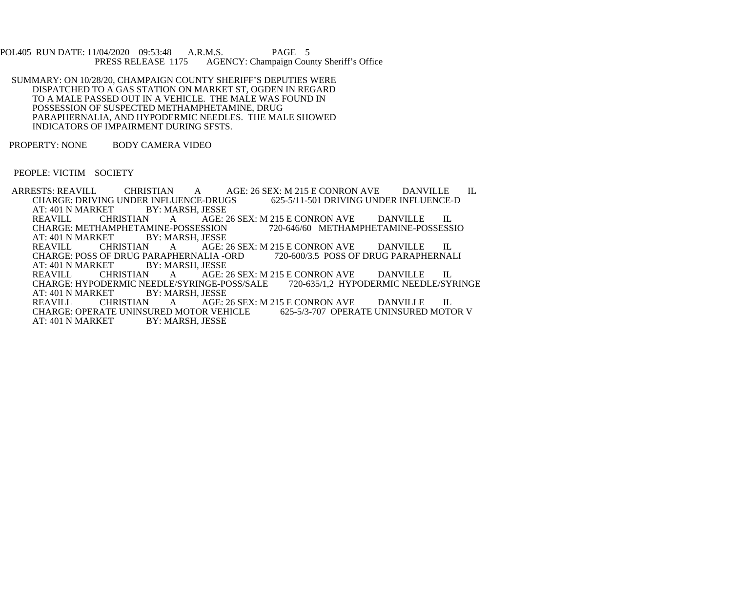POL405 RUN DATE: 11/04/2020 09:53:48 A.R.M.S. PAGE 5
PRESS RELEASE 1175 AGENCY: Champaign County Sheriff's Office

SUMMARY: ON 10/28/20, CHAMPAIGN COUNTY SHERIFF'S DEPUTIES WERE DISPATCHED TO A GAS STATION ON MARKET ST, OGDEN IN REGARD TO A MALE PASSED OUT IN A VEHICLE. THE MALE WAS FOUND IN POSSESSION OF SUSPECTED METHAMPHETAMINE, DRUG PARAPHERNALIA, AND HYPODERMIC NEEDLES. THE MALE SHOWED INDICATORS OF IMPAIRMENT DURING SFSTS.

PROPERTY: NONE BODY CAMERA VIDEO

PEOPLE: VICTIM SOCIETY

ARRESTS: REAVILL CHRISTIAN A AGE: 26 SEX: M 215 E CONRON AVE DANVILLE IL
CHARGE: DRIVING UNDER INFLUENCE-DRUGS 625-5/11-501 DRIVING UNDER INFLUENCE-D
AT: 401 N MARKET BY: MARSH, JESSE
REAVILL CHRISTIAN A AGE: 26 SEX: M 215 E CONRON AVE DANVILLE IL
CHARGE: METHAMPHETAMINE-POSSESSION 720-646/60 METHAMPHETAMINE-POSSESSIO
AT: 401 N MARKET BY: MARSH, JESSE
REAVILL CHRISTIAN A AGE: 26 SEX: M 215 E CONRON AVE DANVILLE IL
CHARGE: POSS OF DRUG PARAPHERNALIA -ORD 720-600/3.5 POSS OF DRUG PARAPHERNALI
AT: 401 N MARKET BY: MARSH, JESSE
REAVILL CHRISTIAN A AGE: 26 SEX: M 215 E CONRON AVE DANVILLE IL
CHARGE: HYPODERMIC NEEDLE/SYRINGE-POSS/SALE 720-635/1,2 HYPODERMIC NEEDLE/SYRINGE
AT: 401 N MARKET BY: MARSH, JESSE
REAVILL CHRISTIAN A AGE: 26 SEX: M 215 E CONRON AVE DANVILLE IL
CHARGE: OPERATE UNINSURED MOTOR VEHICLE 625-5/3-707 OPERATE UNINSURED MOTOR V
AT: 401 N MARKET BY: MARSH, JESSE